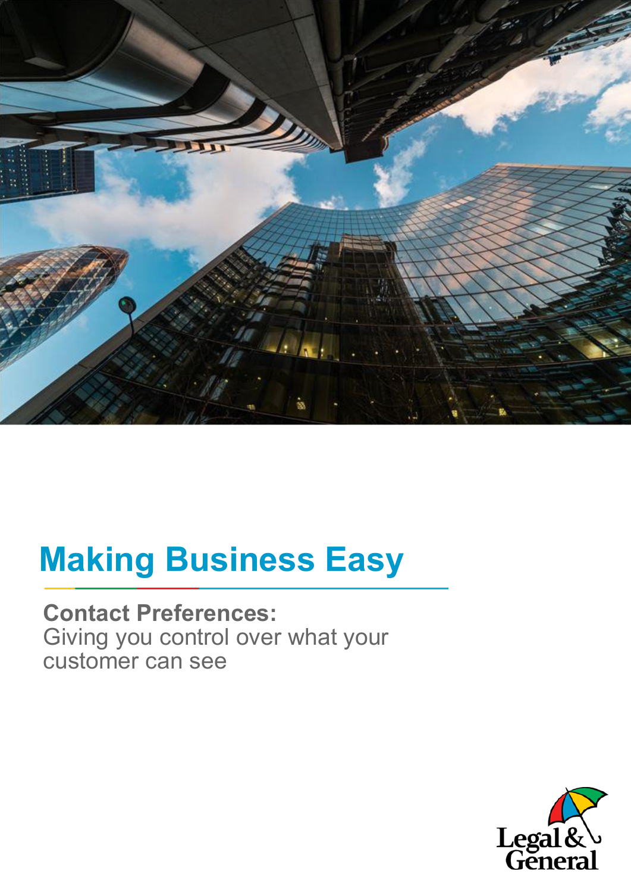# Making Business Easy

**Contact Preferences:**
Giving you control over what your customer can see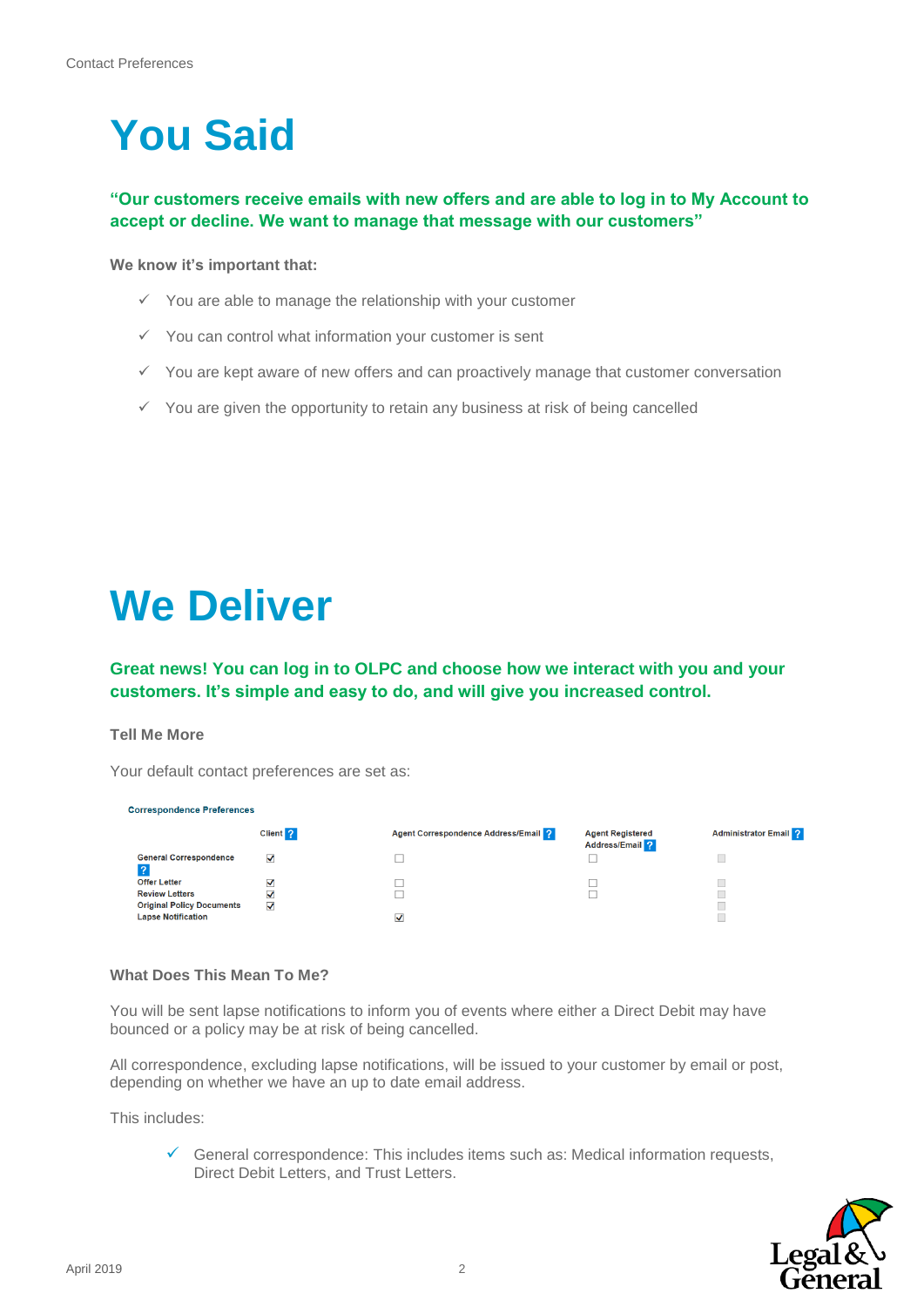# You Said

**"Our customers receive emails with new offers and are able to log in to My Account to accept or decline. We want to manage that message with our customers"**

**We know it's important that:**

- ✓ You are able to manage the relationship with your customer
- ✓ You can control what information your customer is sent
- ✓ You are kept aware of new offers and can proactively manage that customer conversation
- ✓ You are given the opportunity to retain any business at risk of being cancelled

# We Deliver

**Great news! You can log in to OLPC and choose how we interact with you and your customers. It's simple and easy to do, and will give you increased control.**

**Tell Me More**

Your default contact preferences are set as:

**Correspondence Preferences**

| | Client ? | Agent Correspondence Address/Email ? | Agent Registered Address/Email ? | Administrator Email ? |
|---|---|---|---|---|
| General Correspondence ? | ☑ | ☐ | ☐ | ☐ |
| Offer Letter | ☑ | ☐ | ☐ | ☐ |
| Review Letters | ☑ | ☐ | ☐ | ☐ |
| Original Policy Documents | ☑ | | | ☐ |
| Lapse Notification | | ☑ | | ☐ |

**What Does This Mean To Me?**

You will be sent lapse notifications to inform you of events where either a Direct Debit may have bounced or a policy may be at risk of being cancelled.

All correspondence, excluding lapse notifications, will be issued to your customer by email or post, depending on whether we have an up to date email address.

This includes:

- ✓ General correspondence: This includes items such as: Medical information requests, Direct Debit Letters, and Trust Letters.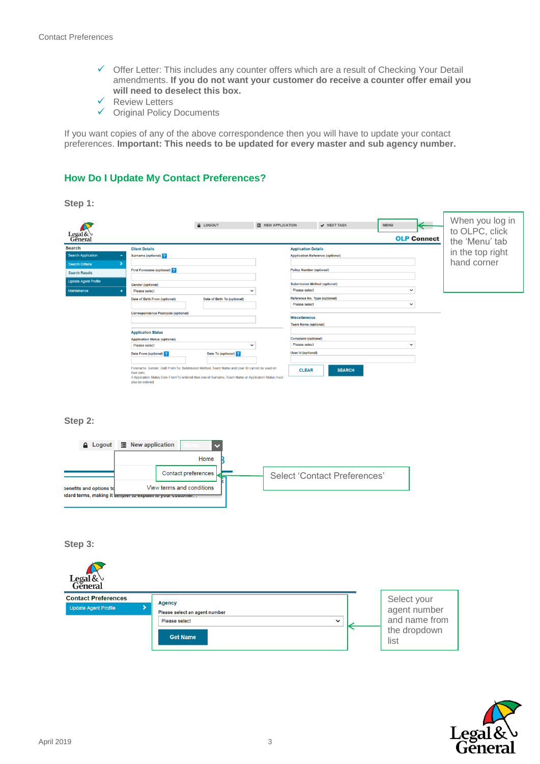- ✓ Offer Letter: This includes any counter offers which are a result of Checking Your Detail amendments. **If you do not want your customer do receive a counter offer email you will need to deselect this box.**
- ✓ Review Letters
- ✓ Original Policy Documents

If you want copies of any of the above correspondence then you will have to update your contact preferences. **Important: This needs to be updated for every master and sub agency number.**

## How Do I Update My Contact Preferences?

**Step 1:**

When you log in to OLPC, click the 'Menu' tab in the top right hand corner

**Step 2:**

Select 'Contact Preferences'

**Step 3:**

Select your agent number and name from the dropdown list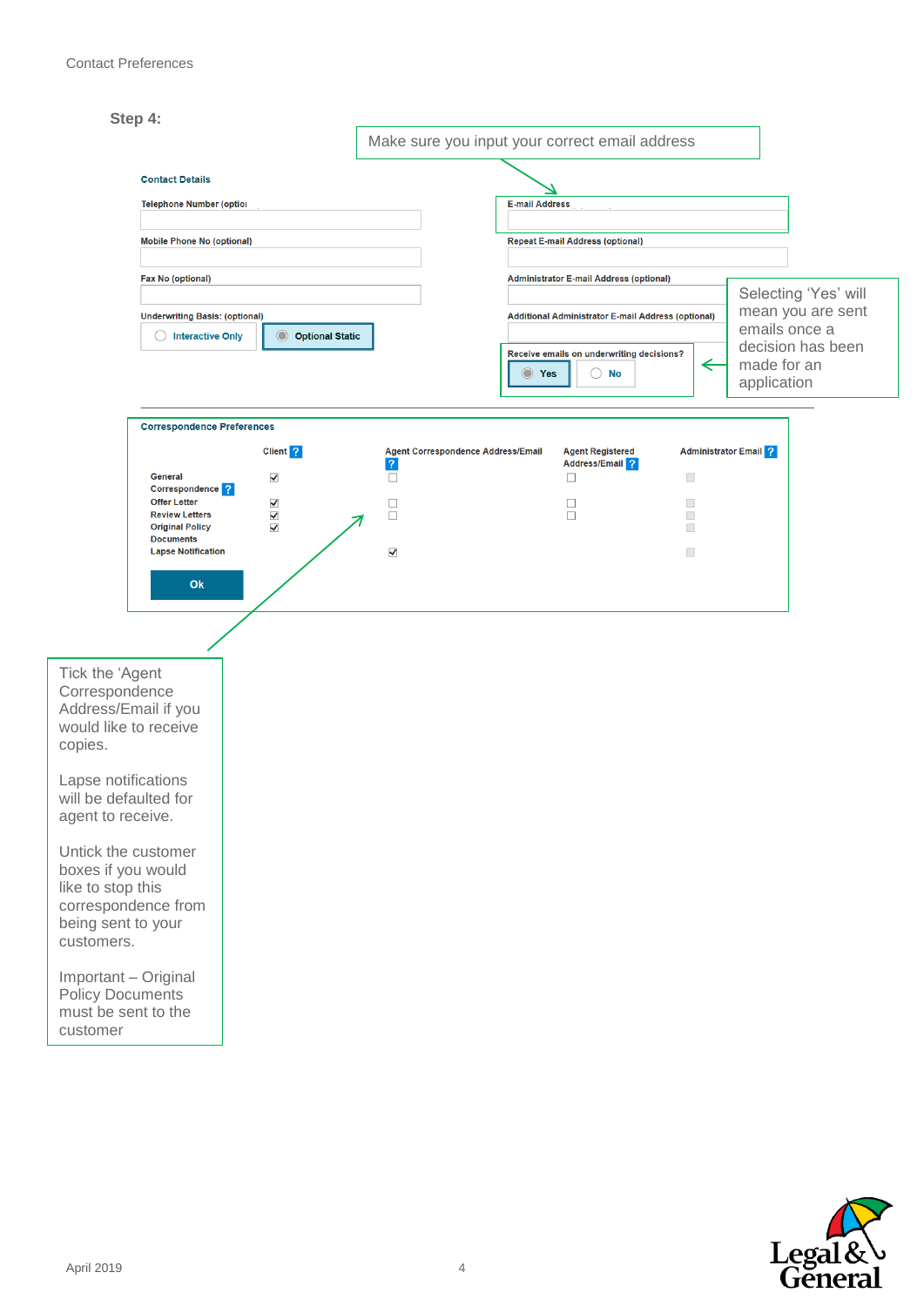Contact Preferences

## Step 4:

Make sure you input your correct email address

**Contact Details**

Telephone Number (optional)

Mobile Phone No (optional)

Fax No (optional)

Underwriting Basis: (optional)

Interactive Only | Optional Static

E-mail Address

Repeat E-mail Address (optional)

Administrator E-mail Address (optional)

Additional Administrator E-mail Address (optional)

Receive emails on underwriting decisions?

Yes | No

Selecting 'Yes' will mean you are sent emails once a decision has been made for an application

**Correspondence Preferences**

| | Client | Agent Correspondence Address/Email | Agent Registered Address/Email | Administrator Email |
|---|---|---|---|---|
| General Correspondence | ☑ | ☐ | ☐ | ☐ |
| Offer Letter | ☑ | ☐ | ☐ | ☐ |
| Review Letters | ☑ | ☐ | ☐ | ☐ |
| Original Policy Documents | ☑ | | | ☐ |
| Lapse Notification | | ☑ | | ☐ |

Ok

Tick the 'Agent Correspondence Address/Email if you would like to receive copies.

Lapse notifications will be defaulted for agent to receive.

Untick the customer boxes if you would like to stop this correspondence from being sent to your customers.

Important – Original Policy Documents must be sent to the customer

April 2019